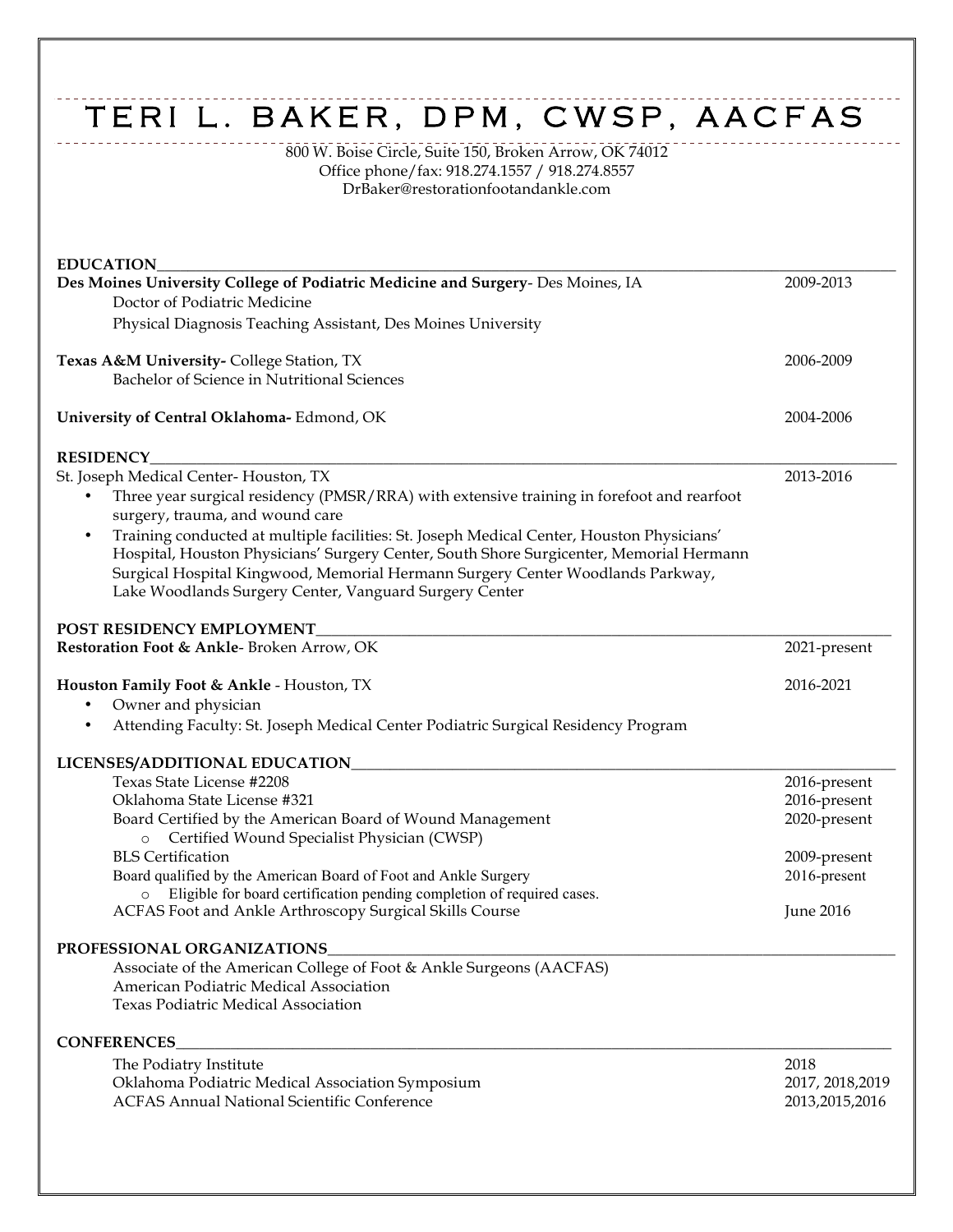# TERI L. BAKER, DPM, CWSP, AACFAS

800 W. Boise Circle, Suite 150, Broken Arrow, OK 74012
Office phone/fax: 918.274.1557 / 918.274.8557
DrBaker@restorationfootandankle.com

## EDUCATION

**Des Moines University College of Podiatric Medicine and Surgery**- Des Moines, IA — 2009-2013
- Doctor of Podiatric Medicine
- Physical Diagnosis Teaching Assistant, Des Moines University

**Texas A&M University-** College Station, TX — 2006-2009
- Bachelor of Science in Nutritional Sciences

**University of Central Oklahoma-** Edmond, OK — 2004-2006

## RESIDENCY

St. Joseph Medical Center- Houston, TX — 2013-2016

- Three year surgical residency (PMSR/RRA) with extensive training in forefoot and rearfoot surgery, trauma, and wound care
- Training conducted at multiple facilities: St. Joseph Medical Center, Houston Physicians' Hospital, Houston Physicians' Surgery Center, South Shore Surgicenter, Memorial Hermann Surgical Hospital Kingwood, Memorial Hermann Surgery Center Woodlands Parkway, Lake Woodlands Surgery Center, Vanguard Surgery Center

## POST RESIDENCY EMPLOYMENT

**Restoration Foot & Ankle**- Broken Arrow, OK — 2021-present

**Houston Family Foot & Ankle** - Houston, TX — 2016-2021

- Owner and physician
- Attending Faculty: St. Joseph Medical Center Podiatric Surgical Residency Program

## LICENSES/ADDITIONAL EDUCATION

| | |
|---|---|
| Texas State License #2208 | 2016-present |
| Oklahoma State License #321 | 2016-present |
| Board Certified by the American Board of Wound Management | 2020-present |
| ○ Certified Wound Specialist Physician (CWSP) | |
| BLS Certification | 2009-present |
| Board qualified by the American Board of Foot and Ankle Surgery | 2016-present |
| ○ Eligible for board certification pending completion of required cases. | |
| ACFAS Foot and Ankle Arthroscopy Surgical Skills Course | June 2016 |

## PROFESSIONAL ORGANIZATIONS

- Associate of the American College of Foot & Ankle Surgeons (AACFAS)
- American Podiatric Medical Association
- Texas Podiatric Medical Association

## CONFERENCES

| | |
|---|---|
| The Podiatry Institute | 2018 |
| Oklahoma Podiatric Medical Association Symposium | 2017, 2018,2019 |
| ACFAS Annual National Scientific Conference | 2013,2015,2016 |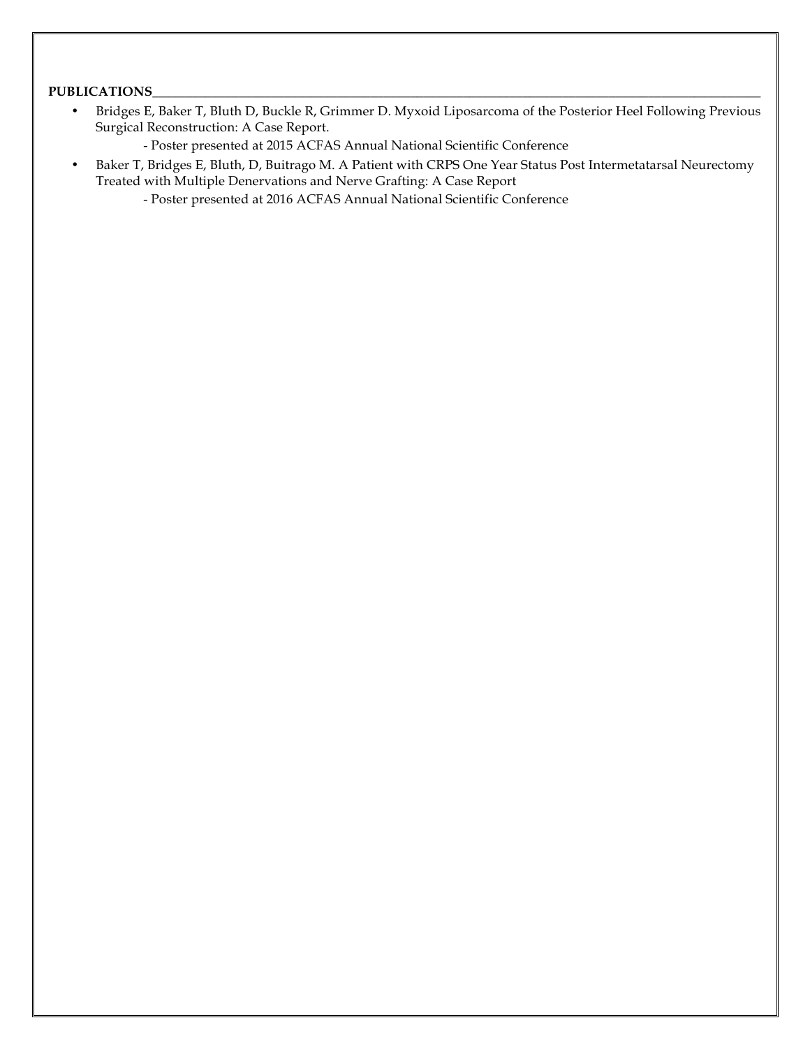## PUBLICATIONS

- Bridges E, Baker T, Bluth D, Buckle R, Grimmer D. Myxoid Liposarcoma of the Posterior Heel Following Previous Surgical Reconstruction: A Case Report.
  - Poster presented at 2015 ACFAS Annual National Scientific Conference
- Baker T, Bridges E, Bluth, D, Buitrago M. A Patient with CRPS One Year Status Post Intermetatarsal Neurectomy Treated with Multiple Denervations and Nerve Grafting: A Case Report
  - Poster presented at 2016 ACFAS Annual National Scientific Conference